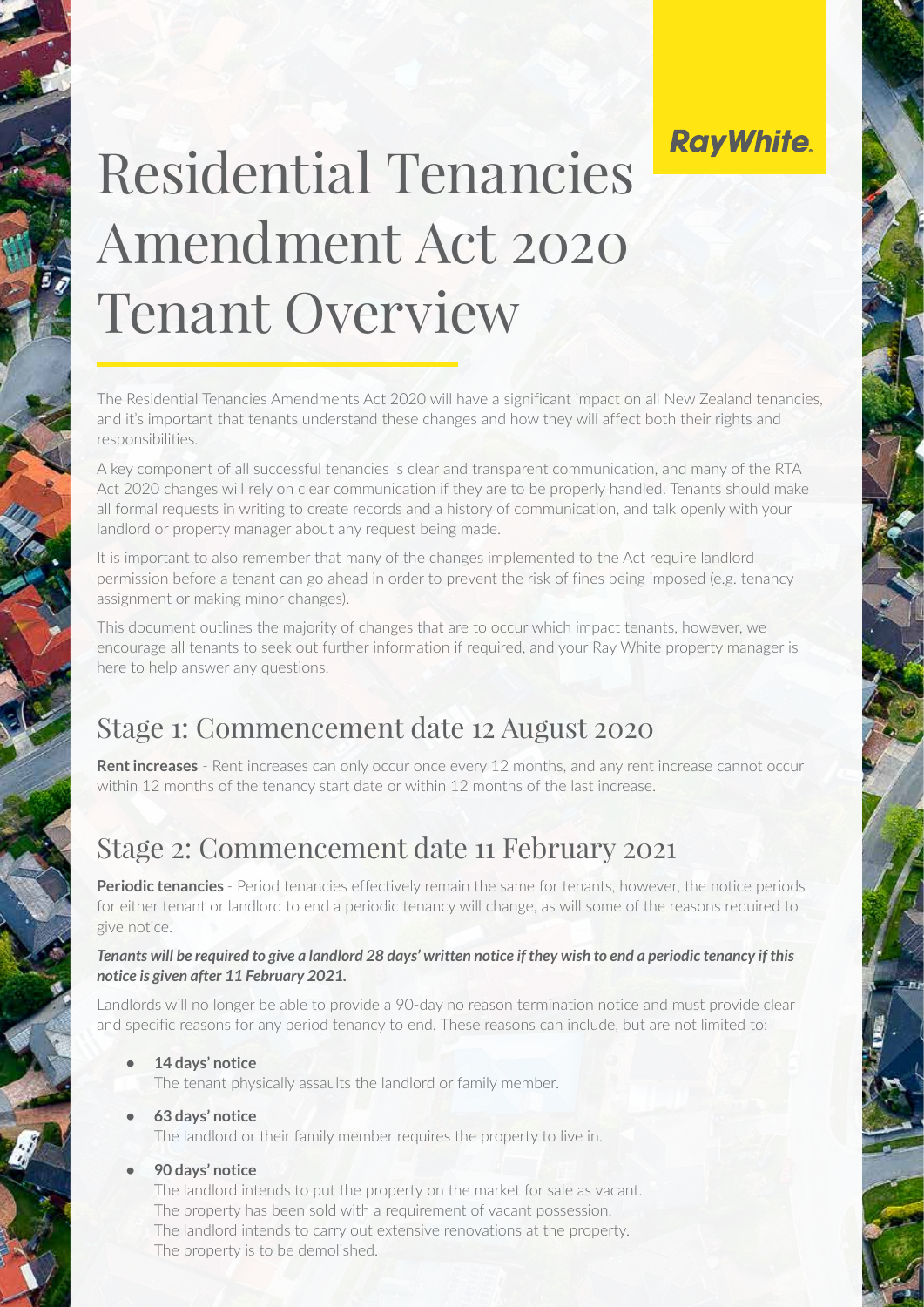RayWhite.

# Residential Tenancies Amendment Act 2020 Tenant Overview

The Residential Tenancies Amendments Act 2020 will have a significant impact on all New Zealand tenancies, and it's important that tenants understand these changes and how they will affect both their rights and responsibilities.

A key component of all successful tenancies is clear and transparent communication, and many of the RTA Act 2020 changes will rely on clear communication if they are to be properly handled. Tenants should make all formal requests in writing to create records and a history of communication, and talk openly with your landlord or property manager about any request being made.

It is important to also remember that many of the changes implemented to the Act require landlord permission before a tenant can go ahead in order to prevent the risk of fines being imposed (e.g. tenancy assignment or making minor changes).

This document outlines the majority of changes that are to occur which impact tenants, however, we encourage all tenants to seek out further information if required, and your Ray White property manager is here to help answer any questions.

## Stage 1: Commencement date 12 August 2020

**Rent increases** - Rent increases can only occur once every 12 months, and any rent increase cannot occur within 12 months of the tenancy start date or within 12 months of the last increase.

## Stage 2: Commencement date 11 February 2021

**Periodic tenancies** - Period tenancies effectively remain the same for tenants, however, the notice periods for either tenant or landlord to end a periodic tenancy will change, as will some of the reasons required to give notice.

***Tenants will be required to give a landlord 28 days' written notice if they wish to end a periodic tenancy if this notice is given after 11 February 2021.***

Landlords will no longer be able to provide a 90-day no reason termination notice and must provide clear and specific reasons for any period tenancy to end. These reasons can include, but are not limited to:

- **14 days' notice**
  The tenant physically assaults the landlord or family member.
- **63 days' notice**
  The landlord or their family member requires the property to live in.
- **90 days' notice**
  The landlord intends to put the property on the market for sale as vacant.
  The property has been sold with a requirement of vacant possession.
  The landlord intends to carry out extensive renovations at the property.
  The property is to be demolished.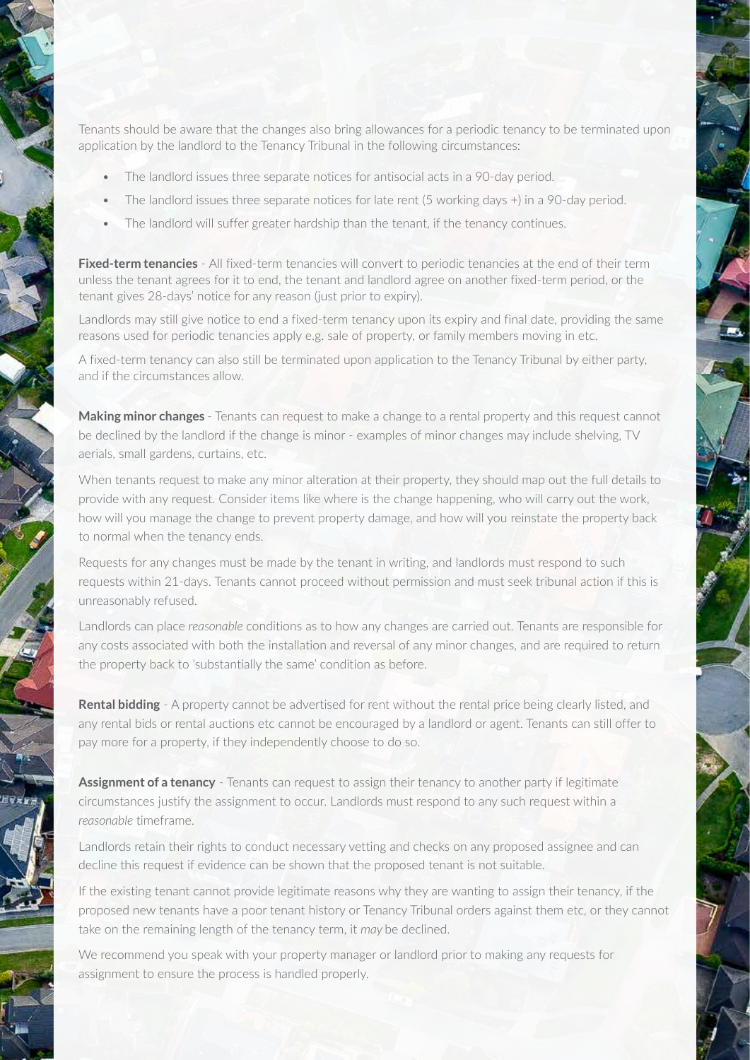Tenants should be aware that the changes also bring allowances for a periodic tenancy to be terminated upon application by the landlord to the Tenancy Tribunal in the following circumstances:

- The landlord issues three separate notices for antisocial acts in a 90-day period.
- The landlord issues three separate notices for late rent (5 working days +) in a 90-day period.
- The landlord will suffer greater hardship than the tenant, if the tenancy continues.

**Fixed-term tenancies** - All fixed-term tenancies will convert to periodic tenancies at the end of their term unless the tenant agrees for it to end, the tenant and landlord agree on another fixed-term period, or the tenant gives 28-days' notice for any reason (just prior to expiry).

Landlords may still give notice to end a fixed-term tenancy upon its expiry and final date, providing the same reasons used for periodic tenancies apply e.g. sale of property, or family members moving in etc.

A fixed-term tenancy can also still be terminated upon application to the Tenancy Tribunal by either party, and if the circumstances allow.

**Making minor changes** - Tenants can request to make a change to a rental property and this request cannot be declined by the landlord if the change is minor - examples of minor changes may include shelving, TV aerials, small gardens, curtains, etc.

When tenants request to make any minor alteration at their property, they should map out the full details to provide with any request. Consider items like where is the change happening, who will carry out the work, how will you manage the change to prevent property damage, and how will you reinstate the property back to normal when the tenancy ends.

Requests for any changes must be made by the tenant in writing, and landlords must respond to such requests within 21-days. Tenants cannot proceed without permission and must seek tribunal action if this is unreasonably refused.

Landlords can place *reasonable* conditions as to how any changes are carried out. Tenants are responsible for any costs associated with both the installation and reversal of any minor changes, and are required to return the property back to 'substantially the same' condition as before.

**Rental bidding** - A property cannot be advertised for rent without the rental price being clearly listed, and any rental bids or rental auctions etc cannot be encouraged by a landlord or agent. Tenants can still offer to pay more for a property, if they independently choose to do so.

**Assignment of a tenancy** - Tenants can request to assign their tenancy to another party if legitimate circumstances justify the assignment to occur. Landlords must respond to any such request within a *reasonable* timeframe.

Landlords retain their rights to conduct necessary vetting and checks on any proposed assignee and can decline this request if evidence can be shown that the proposed tenant is not suitable.

If the existing tenant cannot provide legitimate reasons why they are wanting to assign their tenancy, if the proposed new tenants have a poor tenant history or Tenancy Tribunal orders against them etc, or they cannot take on the remaining length of the tenancy term, it *may* be declined.

We recommend you speak with your property manager or landlord prior to making any requests for assignment to ensure the process is handled properly.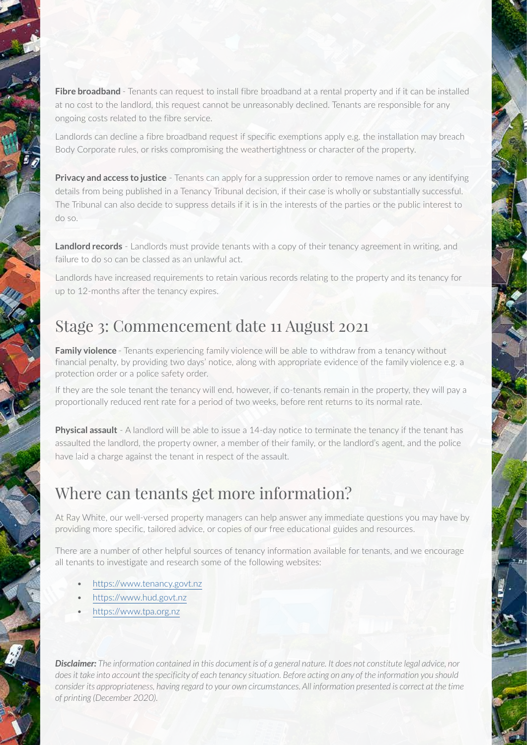**Fibre broadband** - Tenants can request to install fibre broadband at a rental property and if it can be installed at no cost to the landlord, this request cannot be unreasonably declined. Tenants are responsible for any ongoing costs related to the fibre service.

Landlords can decline a fibre broadband request if specific exemptions apply e.g. the installation may breach Body Corporate rules, or risks compromising the weathertightness or character of the property.

**Privacy and access to justice** - Tenants can apply for a suppression order to remove names or any identifying details from being published in a Tenancy Tribunal decision, if their case is wholly or substantially successful. The Tribunal can also decide to suppress details if it is in the interests of the parties or the public interest to do so.

**Landlord records** - Landlords must provide tenants with a copy of their tenancy agreement in writing, and failure to do so can be classed as an unlawful act.

Landlords have increased requirements to retain various records relating to the property and its tenancy for up to 12-months after the tenancy expires.

## Stage 3: Commencement date 11 August 2021

**Family violence** - Tenants experiencing family violence will be able to withdraw from a tenancy without financial penalty, by providing two days' notice, along with appropriate evidence of the family violence e.g. a protection order or a police safety order.

If they are the sole tenant the tenancy will end, however, if co-tenants remain in the property, they will pay a proportionally reduced rent rate for a period of two weeks, before rent returns to its normal rate.

**Physical assault** - A landlord will be able to issue a 14-day notice to terminate the tenancy if the tenant has assaulted the landlord, the property owner, a member of their family, or the landlord's agent, and the police have laid a charge against the tenant in respect of the assault.

## Where can tenants get more information?

At Ray White, our well-versed property managers can help answer any immediate questions you may have by providing more specific, tailored advice, or copies of our free educational guides and resources.

There are a number of other helpful sources of tenancy information available for tenants, and we encourage all tenants to investigate and research some of the following websites:

- https://www.tenancy.govt.nz
- https://www.hud.govt.nz
- https://www.tpa.org.nz

***Disclaimer:*** *The information contained in this document is of a general nature. It does not constitute legal advice, nor does it take into account the specificity of each tenancy situation. Before acting on any of the information you should consider its appropriateness, having regard to your own circumstances. All information presented is correct at the time of printing (December 2020).*